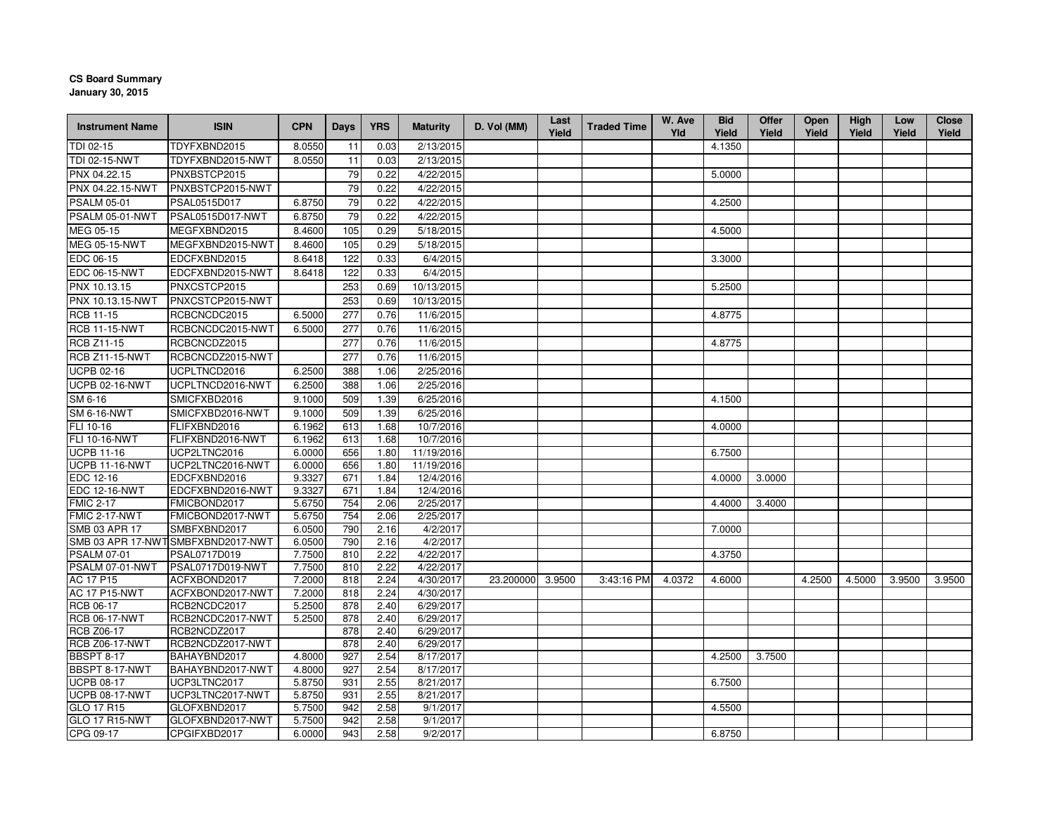**CS Board Summary**
**January 30, 2015**

| Instrument Name | ISIN | CPN | Days | YRS | Maturity | D. Vol (MM) | Last Yield | Traded Time | W. Ave Yld | Bid Yield | Offer Yield | Open Yield | High Yield | Low Yield | Close Yield |
|---|---|---|---|---|---|---|---|---|---|---|---|---|---|---|---|
| TDI 02-15 | TDYFXBND2015 | 8.0550 | 11 | 0.03 | 2/13/2015 | | | | | 4.1350 | | | | | |
| TDI 02-15-NWT | TDYFXBND2015-NWT | 8.0550 | 11 | 0.03 | 2/13/2015 | | | | | | | | | | |
| PNX 04.22.15 | PNXBSTCP2015 | | 79 | 0.22 | 4/22/2015 | | | | | 5.0000 | | | | | |
| PNX 04.22.15-NWT | PNXBSTCP2015-NWT | | 79 | 0.22 | 4/22/2015 | | | | | | | | | | |
| PSALM 05-01 | PSAL0515D017 | 6.8750 | 79 | 0.22 | 4/22/2015 | | | | | 4.2500 | | | | | |
| PSALM 05-01-NWT | PSAL0515D017-NWT | 6.8750 | 79 | 0.22 | 4/22/2015 | | | | | | | | | | |
| MEG 05-15 | MEGFXBND2015 | 8.4600 | 105 | 0.29 | 5/18/2015 | | | | | 4.5000 | | | | | |
| MEG 05-15-NWT | MEGFXBND2015-NWT | 8.4600 | 105 | 0.29 | 5/18/2015 | | | | | | | | | | |
| EDC 06-15 | EDCFXBND2015 | 8.6418 | 122 | 0.33 | 6/4/2015 | | | | | 3.3000 | | | | | |
| EDC 06-15-NWT | EDCFXBND2015-NWT | 8.6418 | 122 | 0.33 | 6/4/2015 | | | | | | | | | | |
| PNX 10.13.15 | PNXCSTCP2015 | | 253 | 0.69 | 10/13/2015 | | | | | 5.2500 | | | | | |
| PNX 10.13.15-NWT | PNXCSTCP2015-NWT | | 253 | 0.69 | 10/13/2015 | | | | | | | | | | |
| RCB 11-15 | RCBCNCDC2015 | 6.5000 | 277 | 0.76 | 11/6/2015 | | | | | 4.8775 | | | | | |
| RCB 11-15-NWT | RCBCNCDC2015-NWT | 6.5000 | 277 | 0.76 | 11/6/2015 | | | | | | | | | | |
| RCB Z11-15 | RCBCNCDZ2015 | | 277 | 0.76 | 11/6/2015 | | | | | 4.8775 | | | | | |
| RCB Z11-15-NWT | RCBCNCDZ2015-NWT | | 277 | 0.76 | 11/6/2015 | | | | | | | | | | |
| UCPB 02-16 | UCPLTNCD2016 | 6.2500 | 388 | 1.06 | 2/25/2016 | | | | | | | | | | |
| UCPB 02-16-NWT | UCPLTNCD2016-NWT | 6.2500 | 388 | 1.06 | 2/25/2016 | | | | | | | | | | |
| SM 6-16 | SMICFXBD2016 | 9.1000 | 509 | 1.39 | 6/25/2016 | | | | | 4.1500 | | | | | |
| SM 6-16-NWT | SMICFXBD2016-NWT | 9.1000 | 509 | 1.39 | 6/25/2016 | | | | | | | | | | |
| FLI 10-16 | FLIFXBND2016 | 6.1962 | 613 | 1.68 | 10/7/2016 | | | | | 4.0000 | | | | | |
| FLI 10-16-NWT | FLIFXBND2016-NWT | 6.1962 | 613 | 1.68 | 10/7/2016 | | | | | | | | | | |
| UCPB 11-16 | UCP2LTNC2016 | 6.0000 | 656 | 1.80 | 11/19/2016 | | | | | 6.7500 | | | | | |
| UCPB 11-16-NWT | UCP2LTNC2016-NWT | 6.0000 | 656 | 1.80 | 11/19/2016 | | | | | | | | | | |
| EDC 12-16 | EDCFXBND2016 | 9.3327 | 671 | 1.84 | 12/4/2016 | | | | | 4.0000 | 3.0000 | | | | |
| EDC 12-16-NWT | EDCFXBND2016-NWT | 9.3327 | 671 | 1.84 | 12/4/2016 | | | | | | | | | | |
| FMIC 2-17 | FMICBOND2017 | 5.6750 | 754 | 2.06 | 2/25/2017 | | | | | 4.4000 | 3.4000 | | | | |
| FMIC 2-17-NWT | FMICBOND2017-NWT | 5.6750 | 754 | 2.06 | 2/25/2017 | | | | | | | | | | |
| SMB 03 APR 17 | SMBFXBND2017 | 6.0500 | 790 | 2.16 | 4/2/2017 | | | | | 7.0000 | | | | | |
| SMB 03 APR 17-NWT | SMBFXBND2017-NWT | 6.0500 | 790 | 2.16 | 4/2/2017 | | | | | | | | | | |
| PSALM 07-01 | PSAL0717D019 | 7.7500 | 810 | 2.22 | 4/22/2017 | | | | | 4.3750 | | | | | |
| PSALM 07-01-NWT | PSAL0717D019-NWT | 7.7500 | 810 | 2.22 | 4/22/2017 | | | | | | | | | | |
| AC 17 P15 | ACFXBOND2017 | 7.2000 | 818 | 2.24 | 4/30/2017 | 23.200000 | 3.9500 | 3:43:16 PM | 4.0372 | 4.6000 | | 4.2500 | 4.5000 | 3.9500 | 3.9500 |
| AC 17 P15-NWT | ACFXBOND2017-NWT | 7.2000 | 818 | 2.24 | 4/30/2017 | | | | | | | | | | |
| RCB 06-17 | RCB2NCDC2017 | 5.2500 | 878 | 2.40 | 6/29/2017 | | | | | | | | | | |
| RCB 06-17-NWT | RCB2NCDC2017-NWT | 5.2500 | 878 | 2.40 | 6/29/2017 | | | | | | | | | | |
| RCB Z06-17 | RCB2NCDZ2017 | | 878 | 2.40 | 6/29/2017 | | | | | | | | | | |
| RCB Z06-17-NWT | RCB2NCDZ2017-NWT | | 878 | 2.40 | 6/29/2017 | | | | | | | | | | |
| BBSPT 8-17 | BAHAYBND2017 | 4.8000 | 927 | 2.54 | 8/17/2017 | | | | | 4.2500 | 3.7500 | | | | |
| BBSPT 8-17-NWT | BAHAYBND2017-NWT | 4.8000 | 927 | 2.54 | 8/17/2017 | | | | | | | | | | |
| UCPB 08-17 | UCP3LTNC2017 | 5.8750 | 931 | 2.55 | 8/21/2017 | | | | | 6.7500 | | | | | |
| UCPB 08-17-NWT | UCP3LTNC2017-NWT | 5.8750 | 931 | 2.55 | 8/21/2017 | | | | | | | | | | |
| GLO 17 R15 | GLOFXBND2017 | 5.7500 | 942 | 2.58 | 9/1/2017 | | | | | 4.5500 | | | | | |
| GLO 17 R15-NWT | GLOFXBND2017-NWT | 5.7500 | 942 | 2.58 | 9/1/2017 | | | | | | | | | | |
| CPG 09-17 | CPGIFXBD2017 | 6.0000 | 943 | 2.58 | 9/2/2017 | | | | | 6.8750 | | | | | |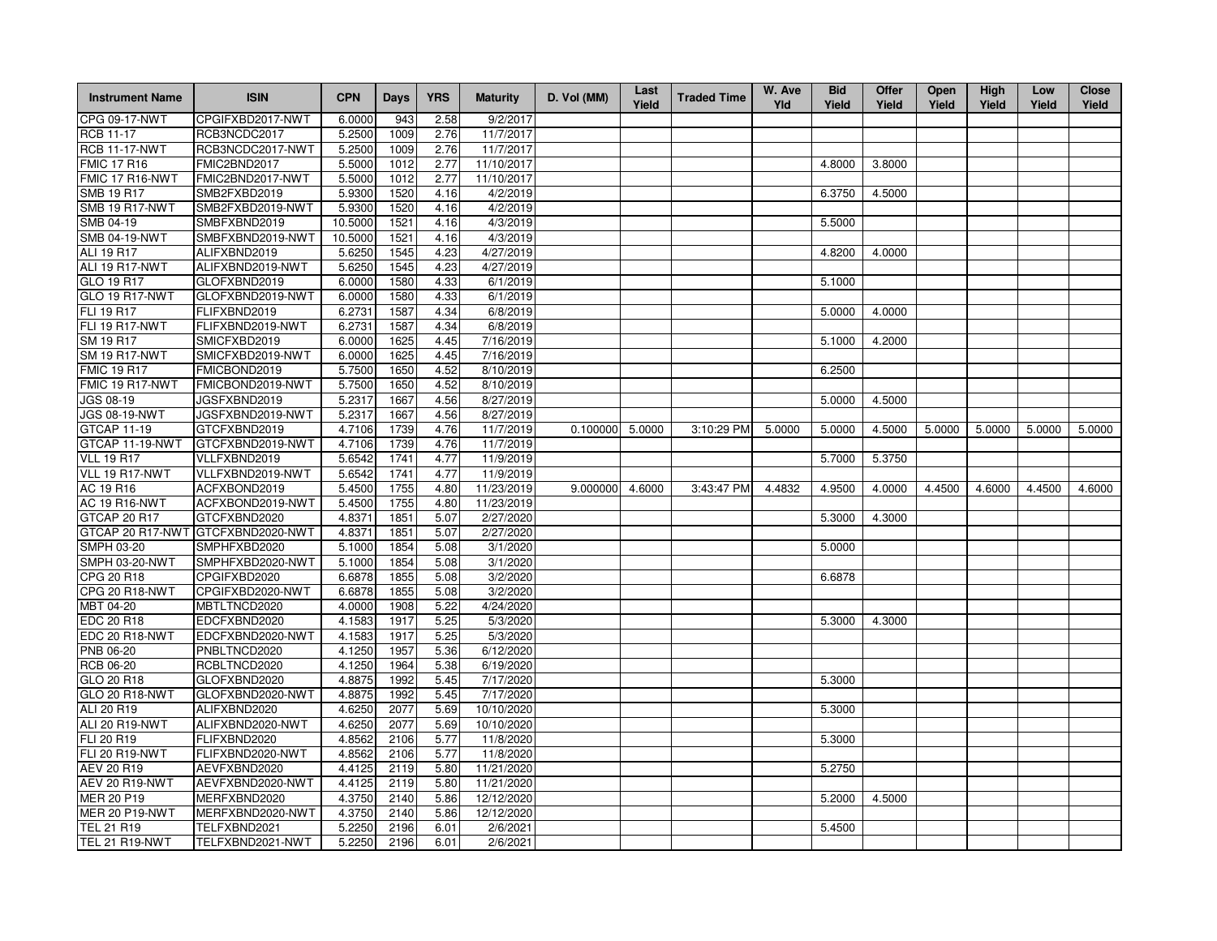| Instrument Name | ISIN | CPN | Days | YRS | Maturity | D. Vol (MM) | Last Yield | Traded Time | W. Ave Yld | Bid Yield | Offer Yield | Open Yield | High Yield | Low Yield | Close Yield |
|---|---|---|---|---|---|---|---|---|---|---|---|---|---|---|---|
| CPG 09-17-NWT | CPGIFXBD2017-NWT | 6.0000 | 943 | 2.58 | 9/2/2017 | | | | | | | | | | |
| RCB 11-17 | RCB3NCDC2017 | 5.2500 | 1009 | 2.76 | 11/7/2017 | | | | | | | | | | |
| RCB 11-17-NWT | RCB3NCDC2017-NWT | 5.2500 | 1009 | 2.76 | 11/7/2017 | | | | | | | | | | |
| FMIC 17 R16 | FMIC2BND2017 | 5.5000 | 1012 | 2.77 | 11/10/2017 | | | | | 4.8000 | 3.8000 | | | | |
| FMIC 17 R16-NWT | FMIC2BND2017-NWT | 5.5000 | 1012 | 2.77 | 11/10/2017 | | | | | | | | | | |
| SMB 19 R17 | SMB2FXBD2019 | 5.9300 | 1520 | 4.16 | 4/2/2019 | | | | | 6.3750 | 4.5000 | | | | |
| SMB 19 R17-NWT | SMB2FXBD2019-NWT | 5.9300 | 1520 | 4.16 | 4/2/2019 | | | | | | | | | | |
| SMB 04-19 | SMBFXBND2019 | 10.5000 | 1521 | 4.16 | 4/3/2019 | | | | | 5.5000 | | | | | |
| SMB 04-19-NWT | SMBFXBND2019-NWT | 10.5000 | 1521 | 4.16 | 4/3/2019 | | | | | | | | | | |
| ALI 19 R17 | ALIFXBND2019 | 5.6250 | 1545 | 4.23 | 4/27/2019 | | | | | 4.8200 | 4.0000 | | | | |
| ALI 19 R17-NWT | ALIFXBND2019-NWT | 5.6250 | 1545 | 4.23 | 4/27/2019 | | | | | | | | | | |
| GLO 19 R17 | GLOFXBND2019 | 6.0000 | 1580 | 4.33 | 6/1/2019 | | | | | 5.1000 | | | | | |
| GLO 19 R17-NWT | GLOFXBND2019-NWT | 6.0000 | 1580 | 4.33 | 6/1/2019 | | | | | | | | | | |
| FLI 19 R17 | FLIFXBND2019 | 6.2731 | 1587 | 4.34 | 6/8/2019 | | | | | 5.0000 | 4.0000 | | | | |
| FLI 19 R17-NWT | FLIFXBND2019-NWT | 6.2731 | 1587 | 4.34 | 6/8/2019 | | | | | | | | | | |
| SM 19 R17 | SMICFXBD2019 | 6.0000 | 1625 | 4.45 | 7/16/2019 | | | | | 5.1000 | 4.2000 | | | | |
| SM 19 R17-NWT | SMICFXBD2019-NWT | 6.0000 | 1625 | 4.45 | 7/16/2019 | | | | | | | | | | |
| FMIC 19 R17 | FMICBOND2019 | 5.7500 | 1650 | 4.52 | 8/10/2019 | | | | | 6.2500 | | | | | |
| FMIC 19 R17-NWT | FMICBOND2019-NWT | 5.7500 | 1650 | 4.52 | 8/10/2019 | | | | | | | | | | |
| JGS 08-19 | JGSFXBND2019 | 5.2317 | 1667 | 4.56 | 8/27/2019 | | | | | 5.0000 | 4.5000 | | | | |
| JGS 08-19-NWT | JGSFXBND2019-NWT | 5.2317 | 1667 | 4.56 | 8/27/2019 | | | | | | | | | | |
| GTCAP 11-19 | GTCFXBND2019 | 4.7106 | 1739 | 4.76 | 11/7/2019 | 0.100000 | 5.0000 | 3:10:29 PM | 5.0000 | 5.0000 | 4.5000 | 5.0000 | 5.0000 | 5.0000 | 5.0000 |
| GTCAP 11-19-NWT | GTCFXBND2019-NWT | 4.7106 | 1739 | 4.76 | 11/7/2019 | | | | | | | | | | |
| VLL 19 R17 | VLLFXBND2019 | 5.6542 | 1741 | 4.77 | 11/9/2019 | | | | | 5.7000 | 5.3750 | | | | |
| VLL 19 R17-NWT | VLLFXBND2019-NWT | 5.6542 | 1741 | 4.77 | 11/9/2019 | | | | | | | | | | |
| AC 19 R16 | ACFXBOND2019 | 5.4500 | 1755 | 4.80 | 11/23/2019 | 9.000000 | 4.6000 | 3:43:47 PM | 4.4832 | 4.9500 | 4.0000 | 4.4500 | 4.6000 | 4.4500 | 4.6000 |
| AC 19 R16-NWT | ACFXBOND2019-NWT | 5.4500 | 1755 | 4.80 | 11/23/2019 | | | | | | | | | | |
| GTCAP 20 R17 | GTCFXBND2020 | 4.8371 | 1851 | 5.07 | 2/27/2020 | | | | | 5.3000 | 4.3000 | | | | |
| GTCAP 20 R17-NWT | GTCFXBND2020-NWT | 4.8371 | 1851 | 5.07 | 2/27/2020 | | | | | | | | | | |
| SMPH 03-20 | SMPHFXBD2020 | 5.1000 | 1854 | 5.08 | 3/1/2020 | | | | | 5.0000 | | | | | |
| SMPH 03-20-NWT | SMPHFXBD2020-NWT | 5.1000 | 1854 | 5.08 | 3/1/2020 | | | | | | | | | | |
| CPG 20 R18 | CPGIFXBD2020 | 6.6878 | 1855 | 5.08 | 3/2/2020 | | | | | 6.6878 | | | | | |
| CPG 20 R18-NWT | CPGIFXBD2020-NWT | 6.6878 | 1855 | 5.08 | 3/2/2020 | | | | | | | | | | |
| MBT 04-20 | MBTLTNCD2020 | 4.0000 | 1908 | 5.22 | 4/24/2020 | | | | | | | | | | |
| EDC 20 R18 | EDCFXBND2020 | 4.1583 | 1917 | 5.25 | 5/3/2020 | | | | | 5.3000 | 4.3000 | | | | |
| EDC 20 R18-NWT | EDCFXBND2020-NWT | 4.1583 | 1917 | 5.25 | 5/3/2020 | | | | | | | | | | |
| PNB 06-20 | PNBLTNCD2020 | 4.1250 | 1957 | 5.36 | 6/12/2020 | | | | | | | | | | |
| RCB 06-20 | RCBLTNCD2020 | 4.1250 | 1964 | 5.38 | 6/19/2020 | | | | | | | | | | |
| GLO 20 R18 | GLOFXBND2020 | 4.8875 | 1992 | 5.45 | 7/17/2020 | | | | | 5.3000 | | | | | |
| GLO 20 R18-NWT | GLOFXBND2020-NWT | 4.8875 | 1992 | 5.45 | 7/17/2020 | | | | | | | | | | |
| ALI 20 R19 | ALIFXBND2020 | 4.6250 | 2077 | 5.69 | 10/10/2020 | | | | | 5.3000 | | | | | |
| ALI 20 R19-NWT | ALIFXBND2020-NWT | 4.6250 | 2077 | 5.69 | 10/10/2020 | | | | | | | | | | |
| FLI 20 R19 | FLIFXBND2020 | 4.8562 | 2106 | 5.77 | 11/8/2020 | | | | | 5.3000 | | | | | |
| FLI 20 R19-NWT | FLIFXBND2020-NWT | 4.8562 | 2106 | 5.77 | 11/8/2020 | | | | | | | | | | |
| AEV 20 R19 | AEVFXBND2020 | 4.4125 | 2119 | 5.80 | 11/21/2020 | | | | | 5.2750 | | | | | |
| AEV 20 R19-NWT | AEVFXBND2020-NWT | 4.4125 | 2119 | 5.80 | 11/21/2020 | | | | | | | | | | |
| MER 20 P19 | MERFXBND2020 | 4.3750 | 2140 | 5.86 | 12/12/2020 | | | | | 5.2000 | 4.5000 | | | | |
| MER 20 P19-NWT | MERFXBND2020-NWT | 4.3750 | 2140 | 5.86 | 12/12/2020 | | | | | | | | | | |
| TEL 21 R19 | TELFXBND2021 | 5.2250 | 2196 | 6.01 | 2/6/2021 | | | | | 5.4500 | | | | | |
| TEL 21 R19-NWT | TELFXBND2021-NWT | 5.2250 | 2196 | 6.01 | 2/6/2021 | | | | | | | | | | |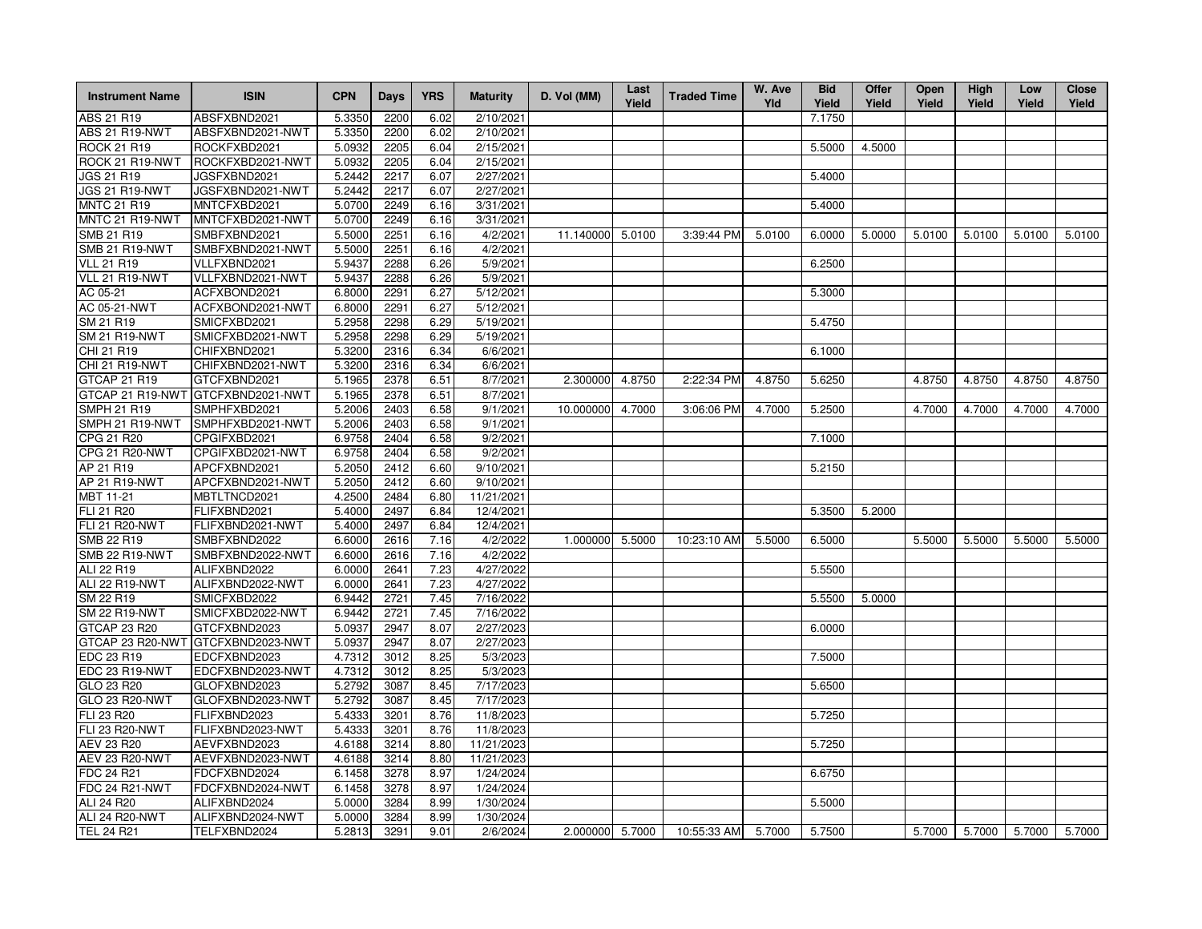| Instrument Name | ISIN | CPN | Days | YRS | Maturity | D. Vol (MM) | Last Yield | Traded Time | W. Ave Yld | Bid Yield | Offer Yield | Open Yield | High Yield | Low Yield | Close Yield |
|---|---|---|---|---|---|---|---|---|---|---|---|---|---|---|---|
| ABS 21 R19 | ABSFXBND2021 | 5.3350 | 2200 | 6.02 | 2/10/2021 | | | | | 7.1750 | | | | | |
| ABS 21 R19-NWT | ABSFXBND2021-NWT | 5.3350 | 2200 | 6.02 | 2/10/2021 | | | | | | | | | | |
| ROCK 21 R19 | ROCKFXBD2021 | 5.0932 | 2205 | 6.04 | 2/15/2021 | | | | | 5.5000 | 4.5000 | | | | |
| ROCK 21 R19-NWT | ROCKFXBD2021-NWT | 5.0932 | 2205 | 6.04 | 2/15/2021 | | | | | | | | | | |
| JGS 21 R19 | JGSFXBND2021 | 5.2442 | 2217 | 6.07 | 2/27/2021 | | | | | 5.4000 | | | | | |
| JGS 21 R19-NWT | JGSFXBND2021-NWT | 5.2442 | 2217 | 6.07 | 2/27/2021 | | | | | | | | | | |
| MNTC 21 R19 | MNTCFXBD2021 | 5.0700 | 2249 | 6.16 | 3/31/2021 | | | | | 5.4000 | | | | | |
| MNTC 21 R19-NWT | MNTCFXBD2021-NWT | 5.0700 | 2249 | 6.16 | 3/31/2021 | | | | | | | | | | |
| SMB 21 R19 | SMBFXBND2021 | 5.5000 | 2251 | 6.16 | 4/2/2021 | 11.140000 | 5.0100 | 3:39:44 PM | 5.0100 | 6.0000 | 5.0000 | 5.0100 | 5.0100 | 5.0100 | 5.0100 |
| SMB 21 R19-NWT | SMBFXBND2021-NWT | 5.5000 | 2251 | 6.16 | 4/2/2021 | | | | | | | | | | |
| VLL 21 R19 | VLLFXBND2021 | 5.9437 | 2288 | 6.26 | 5/9/2021 | | | | | 6.2500 | | | | | |
| VLL 21 R19-NWT | VLLFXBND2021-NWT | 5.9437 | 2288 | 6.26 | 5/9/2021 | | | | | | | | | | |
| AC 05-21 | ACFXBOND2021 | 6.8000 | 2291 | 6.27 | 5/12/2021 | | | | | 5.3000 | | | | | |
| AC 05-21-NWT | ACFXBOND2021-NWT | 6.8000 | 2291 | 6.27 | 5/12/2021 | | | | | | | | | | |
| SM 21 R19 | SMICFXBD2021 | 5.2958 | 2298 | 6.29 | 5/19/2021 | | | | | 5.4750 | | | | | |
| SM 21 R19-NWT | SMICFXBD2021-NWT | 5.2958 | 2298 | 6.29 | 5/19/2021 | | | | | | | | | | |
| CHI 21 R19 | CHIFXBND2021 | 5.3200 | 2316 | 6.34 | 6/6/2021 | | | | | 6.1000 | | | | | |
| CHI 21 R19-NWT | CHIFXBND2021-NWT | 5.3200 | 2316 | 6.34 | 6/6/2021 | | | | | | | | | | |
| GTCAP 21 R19 | GTCFXBND2021 | 5.1965 | 2378 | 6.51 | 8/7/2021 | 2.300000 | 4.8750 | 2:22:34 PM | 4.8750 | 5.6250 | | 4.8750 | 4.8750 | 4.8750 | 4.8750 |
| GTCAP 21 R19-NWT | GTCFXBND2021-NWT | 5.1965 | 2378 | 6.51 | 8/7/2021 | | | | | | | | | | |
| SMPH 21 R19 | SMPHFXBD2021 | 5.2006 | 2403 | 6.58 | 9/1/2021 | 10.000000 | 4.7000 | 3:06:06 PM | 4.7000 | 5.2500 | | 4.7000 | 4.7000 | 4.7000 | 4.7000 |
| SMPH 21 R19-NWT | SMPHFXBD2021-NWT | 5.2006 | 2403 | 6.58 | 9/1/2021 | | | | | | | | | | |
| CPG 21 R20 | CPGIFXBD2021 | 6.9758 | 2404 | 6.58 | 9/2/2021 | | | | | 7.1000 | | | | | |
| CPG 21 R20-NWT | CPGIFXBD2021-NWT | 6.9758 | 2404 | 6.58 | 9/2/2021 | | | | | | | | | | |
| AP 21 R19 | APCFXBND2021 | 5.2050 | 2412 | 6.60 | 9/10/2021 | | | | | 5.2150 | | | | | |
| AP 21 R19-NWT | APCFXBND2021-NWT | 5.2050 | 2412 | 6.60 | 9/10/2021 | | | | | | | | | | |
| MBT 11-21 | MBTLTNCD2021 | 4.2500 | 2484 | 6.80 | 11/21/2021 | | | | | | | | | | |
| FLI 21 R20 | FLIFXBND2021 | 5.4000 | 2497 | 6.84 | 12/4/2021 | | | | | 5.3500 | 5.2000 | | | | |
| FLI 21 R20-NWT | FLIFXBND2021-NWT | 5.4000 | 2497 | 6.84 | 12/4/2021 | | | | | | | | | | |
| SMB 22 R19 | SMBFXBND2022 | 6.6000 | 2616 | 7.16 | 4/2/2022 | 1.000000 | 5.5000 | 10:23:10 AM | 5.5000 | 6.5000 | | 5.5000 | 5.5000 | 5.5000 | 5.5000 |
| SMB 22 R19-NWT | SMBFXBND2022-NWT | 6.6000 | 2616 | 7.16 | 4/2/2022 | | | | | | | | | | |
| ALI 22 R19 | ALIFXBND2022 | 6.0000 | 2641 | 7.23 | 4/27/2022 | | | | | 5.5500 | | | | | |
| ALI 22 R19-NWT | ALIFXBND2022-NWT | 6.0000 | 2641 | 7.23 | 4/27/2022 | | | | | | | | | | |
| SM 22 R19 | SMICFXBD2022 | 6.9442 | 2721 | 7.45 | 7/16/2022 | | | | | 5.5500 | 5.0000 | | | | |
| SM 22 R19-NWT | SMICFXBD2022-NWT | 6.9442 | 2721 | 7.45 | 7/16/2022 | | | | | | | | | | |
| GTCAP 23 R20 | GTCFXBND2023 | 5.0937 | 2947 | 8.07 | 2/27/2023 | | | | | 6.0000 | | | | | |
| GTCAP 23 R20-NWT | GTCFXBND2023-NWT | 5.0937 | 2947 | 8.07 | 2/27/2023 | | | | | | | | | | |
| EDC 23 R19 | EDCFXBND2023 | 4.7312 | 3012 | 8.25 | 5/3/2023 | | | | | 7.5000 | | | | | |
| EDC 23 R19-NWT | EDCFXBND2023-NWT | 4.7312 | 3012 | 8.25 | 5/3/2023 | | | | | | | | | | |
| GLO 23 R20 | GLOFXBND2023 | 5.2792 | 3087 | 8.45 | 7/17/2023 | | | | | 5.6500 | | | | | |
| GLO 23 R20-NWT | GLOFXBND2023-NWT | 5.2792 | 3087 | 8.45 | 7/17/2023 | | | | | | | | | | |
| FLI 23 R20 | FLIFXBND2023 | 5.4333 | 3201 | 8.76 | 11/8/2023 | | | | | 5.7250 | | | | | |
| FLI 23 R20-NWT | FLIFXBND2023-NWT | 5.4333 | 3201 | 8.76 | 11/8/2023 | | | | | | | | | | |
| AEV 23 R20 | AEVFXBND2023 | 4.6188 | 3214 | 8.80 | 11/21/2023 | | | | | 5.7250 | | | | | |
| AEV 23 R20-NWT | AEVFXBND2023-NWT | 4.6188 | 3214 | 8.80 | 11/21/2023 | | | | | | | | | | |
| FDC 24 R21 | FDCFXBND2024 | 6.1458 | 3278 | 8.97 | 1/24/2024 | | | | | 6.6750 | | | | | |
| FDC 24 R21-NWT | FDCFXBND2024-NWT | 6.1458 | 3278 | 8.97 | 1/24/2024 | | | | | | | | | | |
| ALI 24 R20 | ALIFXBND2024 | 5.0000 | 3284 | 8.99 | 1/30/2024 | | | | | 5.5000 | | | | | |
| ALI 24 R20-NWT | ALIFXBND2024-NWT | 5.0000 | 3284 | 8.99 | 1/30/2024 | | | | | | | | | | |
| TEL 24 R21 | TELFXBND2024 | 5.2813 | 3291 | 9.01 | 2/6/2024 | 2.000000 | 5.7000 | 10:55:33 AM | 5.7000 | 5.7500 | | 5.7000 | 5.7000 | 5.7000 | 5.7000 |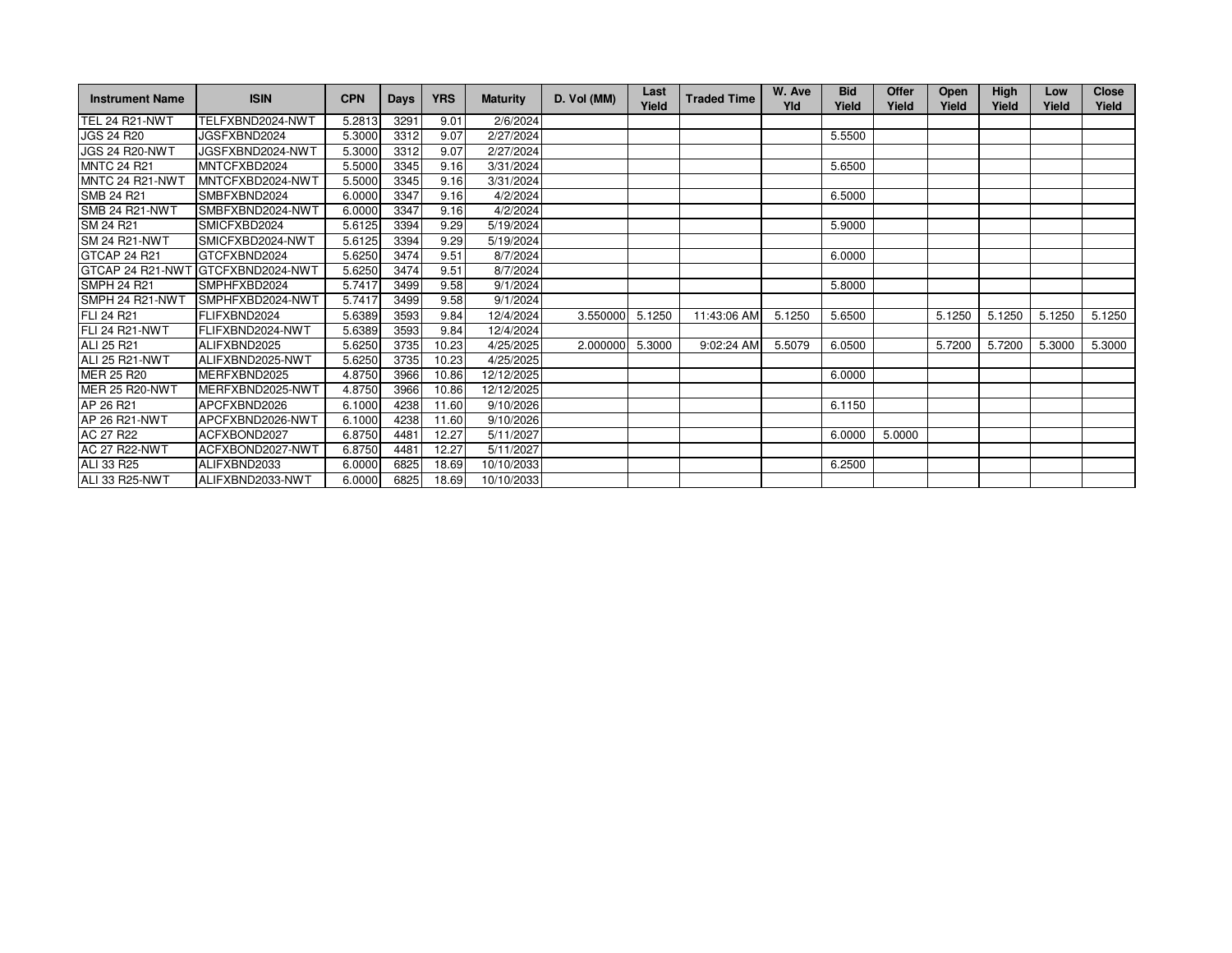| Instrument Name | ISIN | CPN | Days | YRS | Maturity | D. Vol (MM) | Last Yield | Traded Time | W. Ave Yld | Bid Yield | Offer Yield | Open Yield | High Yield | Low Yield | Close Yield |
|---|---|---|---|---|---|---|---|---|---|---|---|---|---|---|---|
| TEL 24 R21-NWT | TELFXBND2024-NWT | 5.2813 | 3291 | 9.01 | 2/6/2024 | | | | | | | | | | |
| JGS 24 R20 | JGSFXBND2024 | 5.3000 | 3312 | 9.07 | 2/27/2024 | | | | | 5.5500 | | | | | |
| JGS 24 R20-NWT | JGSFXBND2024-NWT | 5.3000 | 3312 | 9.07 | 2/27/2024 | | | | | | | | | | |
| MNTC 24 R21 | MNTCFXBD2024 | 5.5000 | 3345 | 9.16 | 3/31/2024 | | | | | 5.6500 | | | | | |
| MNTC 24 R21-NWT | MNTCFXBD2024-NWT | 5.5000 | 3345 | 9.16 | 3/31/2024 | | | | | | | | | | |
| SMB 24 R21 | SMBFXBND2024 | 6.0000 | 3347 | 9.16 | 4/2/2024 | | | | | 6.5000 | | | | | |
| SMB 24 R21-NWT | SMBFXBND2024-NWT | 6.0000 | 3347 | 9.16 | 4/2/2024 | | | | | | | | | | |
| SM 24 R21 | SMICFXBD2024 | 5.6125 | 3394 | 9.29 | 5/19/2024 | | | | | 5.9000 | | | | | |
| SM 24 R21-NWT | SMICFXBD2024-NWT | 5.6125 | 3394 | 9.29 | 5/19/2024 | | | | | | | | | | |
| GTCAP 24 R21 | GTCFXBND2024 | 5.6250 | 3474 | 9.51 | 8/7/2024 | | | | | 6.0000 | | | | | |
| GTCAP 24 R21-NWT | GTCFXBND2024-NWT | 5.6250 | 3474 | 9.51 | 8/7/2024 | | | | | | | | | | |
| SMPH 24 R21 | SMPHFXBD2024 | 5.7417 | 3499 | 9.58 | 9/1/2024 | | | | | 5.8000 | | | | | |
| SMPH 24 R21-NWT | SMPHFXBD2024-NWT | 5.7417 | 3499 | 9.58 | 9/1/2024 | | | | | | | | | | |
| FLI 24 R21 | FLIFXBND2024 | 5.6389 | 3593 | 9.84 | 12/4/2024 | 3.550000 | 5.1250 | 11:43:06 AM | 5.1250 | 5.6500 | | 5.1250 | 5.1250 | 5.1250 | 5.1250 |
| FLI 24 R21-NWT | FLIFXBND2024-NWT | 5.6389 | 3593 | 9.84 | 12/4/2024 | | | | | | | | | | |
| ALI 25 R21 | ALIFXBND2025 | 5.6250 | 3735 | 10.23 | 4/25/2025 | 2.000000 | 5.3000 | 9:02:24 AM | 5.5079 | 6.0500 | | 5.7200 | 5.7200 | 5.3000 | 5.3000 |
| ALI 25 R21-NWT | ALIFXBND2025-NWT | 5.6250 | 3735 | 10.23 | 4/25/2025 | | | | | | | | | | |
| MER 25 R20 | MERFXBND2025 | 4.8750 | 3966 | 10.86 | 12/12/2025 | | | | | 6.0000 | | | | | |
| MER 25 R20-NWT | MERFXBND2025-NWT | 4.8750 | 3966 | 10.86 | 12/12/2025 | | | | | | | | | | |
| AP 26 R21 | APCFXBND2026 | 6.1000 | 4238 | 11.60 | 9/10/2026 | | | | | 6.1150 | | | | | |
| AP 26 R21-NWT | APCFXBND2026-NWT | 6.1000 | 4238 | 11.60 | 9/10/2026 | | | | | | | | | | |
| AC 27 R22 | ACFXBOND2027 | 6.8750 | 4481 | 12.27 | 5/11/2027 | | | | | 6.0000 | 5.0000 | | | | |
| AC 27 R22-NWT | ACFXBOND2027-NWT | 6.8750 | 4481 | 12.27 | 5/11/2027 | | | | | | | | | | |
| ALI 33 R25 | ALIFXBND2033 | 6.0000 | 6825 | 18.69 | 10/10/2033 | | | | | 6.2500 | | | | | |
| ALI 33 R25-NWT | ALIFXBND2033-NWT | 6.0000 | 6825 | 18.69 | 10/10/2033 | | | | | | | | | | |